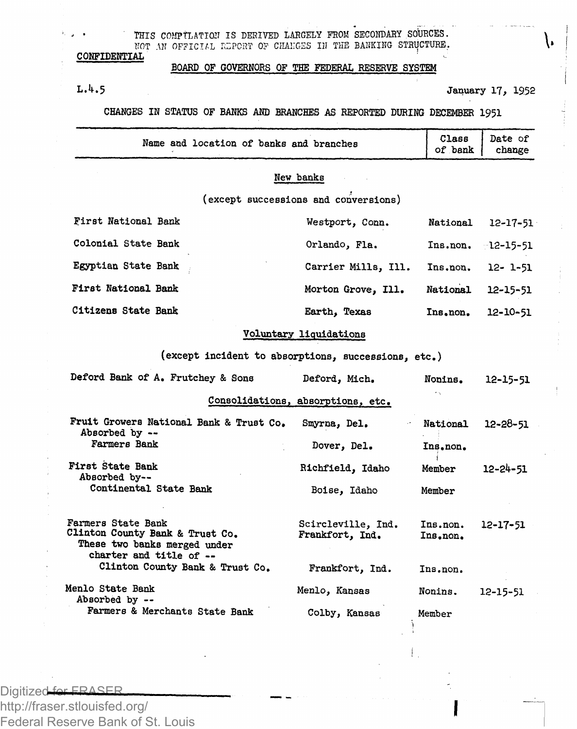THIS COMPILATION IS DERIVED LARGELY FROM SECONDARY SOURCES.
NOT AN OFFICIAL REPORT OF CHANGES IN THE BANKING STRUCTURE.

CONFIDENTIAL

BOARD OF GOVERNORS OF THE FEDERAL RESERVE SYSTEM

L.4.5

January 17, 1952

CHANGES IN STATUS OF BANKS AND BRANCHES AS REPORTED DURING DECEMBER 1951

| Name and location of banks and branches | | Class of bank | Date of change |
|---|---|---|---|
| **New banks** (except successions and conversions) | | | |
| First National Bank | Westport, Conn. | National | 12-17-51 |
| Colonial State Bank | Orlando, Fla. | Ins.non. | 12-15-51 |
| Egyptian State Bank | Carrier Mills, Ill. | Ins.non. | 12- 1-51 |
| First National Bank | Morton Grove, Ill. | National | 12-15-51 |
| Citizens State Bank | Earth, Texas | Ins.non. | 12-10-51 |
| **Voluntary liquidations** (except incident to absorptions, successions, etc.) | | | |
| Deford Bank of A. Frutchey & Sons | Deford, Mich. | Nonins. | 12-15-51 |
| **Consolidations, absorptions, etc.** | | | |
| Fruit Growers National Bank & Trust Co. | Smyrna, Del. | National | 12-28-51 |
| Absorbed by -- | | | |
| Farmers Bank | Dover, Del. | Ins.non. | |
| First State Bank | Richfield, Idaho | Member | 12-24-51 |
| Absorbed by-- | | | |
| Continental State Bank | Boise, Idaho | Member | |
| Farmers State Bank | Scircleville, Ind. | Ins.non. | 12-17-51 |
| Clinton County Bank & Trust Co. | Frankfort, Ind. | Ins.non. | |
| These two banks merged under charter and title of -- | | | |
| Clinton County Bank & Trust Co. | Frankfort, Ind. | Ins.non. | |
| Menlo State Bank | Menlo, Kansas | Nonins. | 12-15-51 |
| Absorbed by -- | | | |
| Farmers & Merchants State Bank | Colby, Kansas | Member | |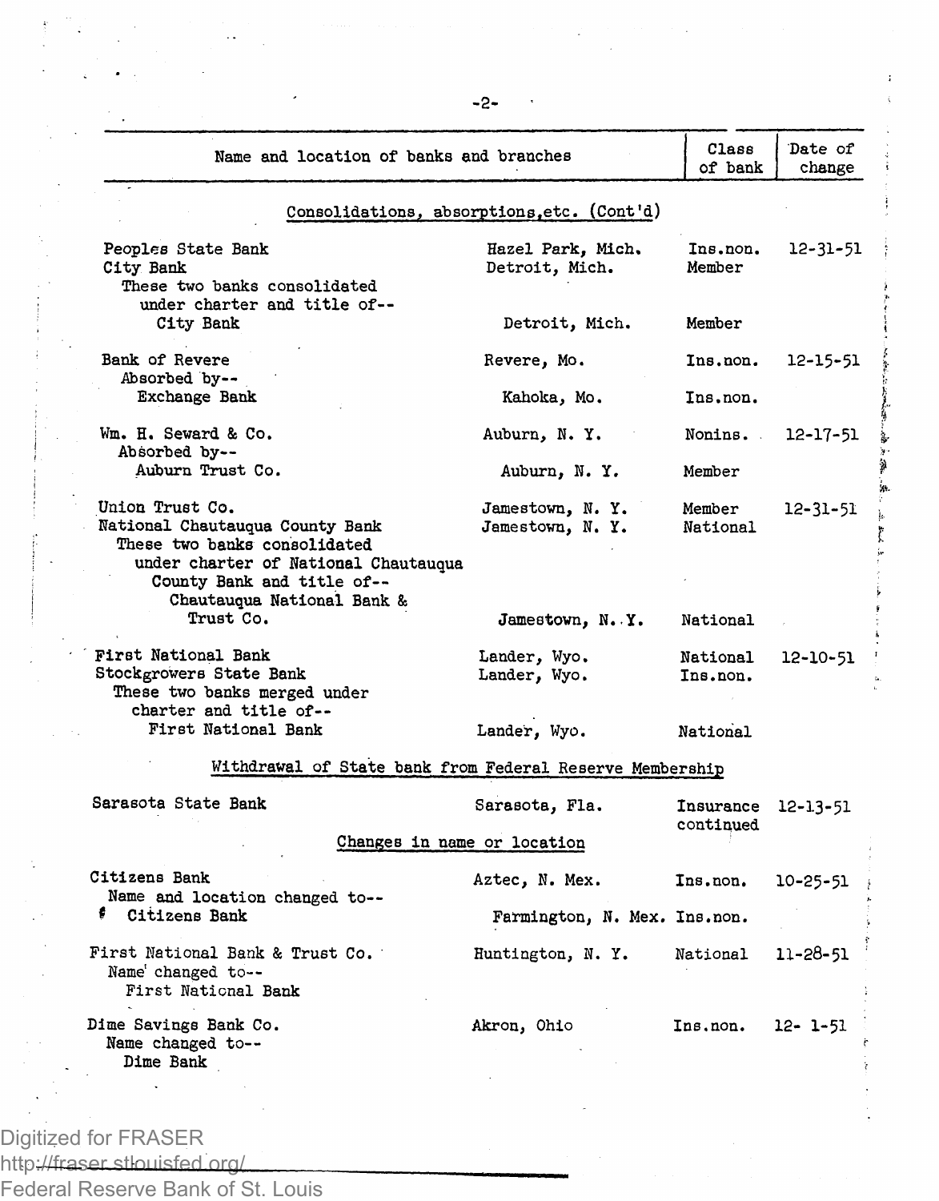| Name and location of banks and branches | | Class of bank | Date of change |
|---|---|---|---|
| **Consolidations, absorptions, etc. (Cont'd)** | | | |
| Peoples State Bank | Hazel Park, Mich. | Ins.non. | 12-31-51 |
| City Bank | Detroit, Mich. | Member | |
| These two banks consolidated under charter and title of-- | | | |
| City Bank | Detroit, Mich. | Member | |
| Bank of Revere | Revere, Mo. | Ins.non. | 12-15-51 |
| Absorbed by-- | | | |
| Exchange Bank | Kahoka, Mo. | Ins.non. | |
| Wm. H. Seward & Co. | Auburn, N. Y. | Nonins. | 12-17-51 |
| Absorbed by-- | | | |
| Auburn Trust Co. | Auburn, N. Y. | Member | |
| Union Trust Co. | Jamestown, N. Y. | Member | 12-31-51 |
| National Chautauqua County Bank | Jamestown, N. Y. | National | |
| These two banks consolidated under charter of National Chautauqua County Bank and title of-- | | | |
| Chautauqua National Bank & Trust Co. | Jamestown, N. Y. | National | |
| First National Bank | Lander, Wyo. | National | 12-10-51 |
| Stockgrowers State Bank | Lander, Wyo. | Ins.non. | |
| These two banks merged under charter and title of-- | | | |
| First National Bank | Lander, Wyo. | National | |
| **Withdrawal of State bank from Federal Reserve Membership** | | | |
| Sarasota State Bank | Sarasota, Fla. | Insurance continued | 12-13-51 |
| **Changes in name or location** | | | |
| Citizens Bank | Aztec, N. Mex. | Ins.non. | 10-25-51 |
| Name and location changed to-- | | | |
| Citizens Bank | Farmington, N. Mex. | Ins.non. | |
| First National Bank & Trust Co. | Huntington, N. Y. | National | 11-28-51 |
| Name changed to-- | | | |
| First National Bank | | | |
| Dime Savings Bank Co. | Akron, Ohio | Ins.non. | 12- 1-51 |
| Name changed to-- | | | |
| Dime Bank | | | |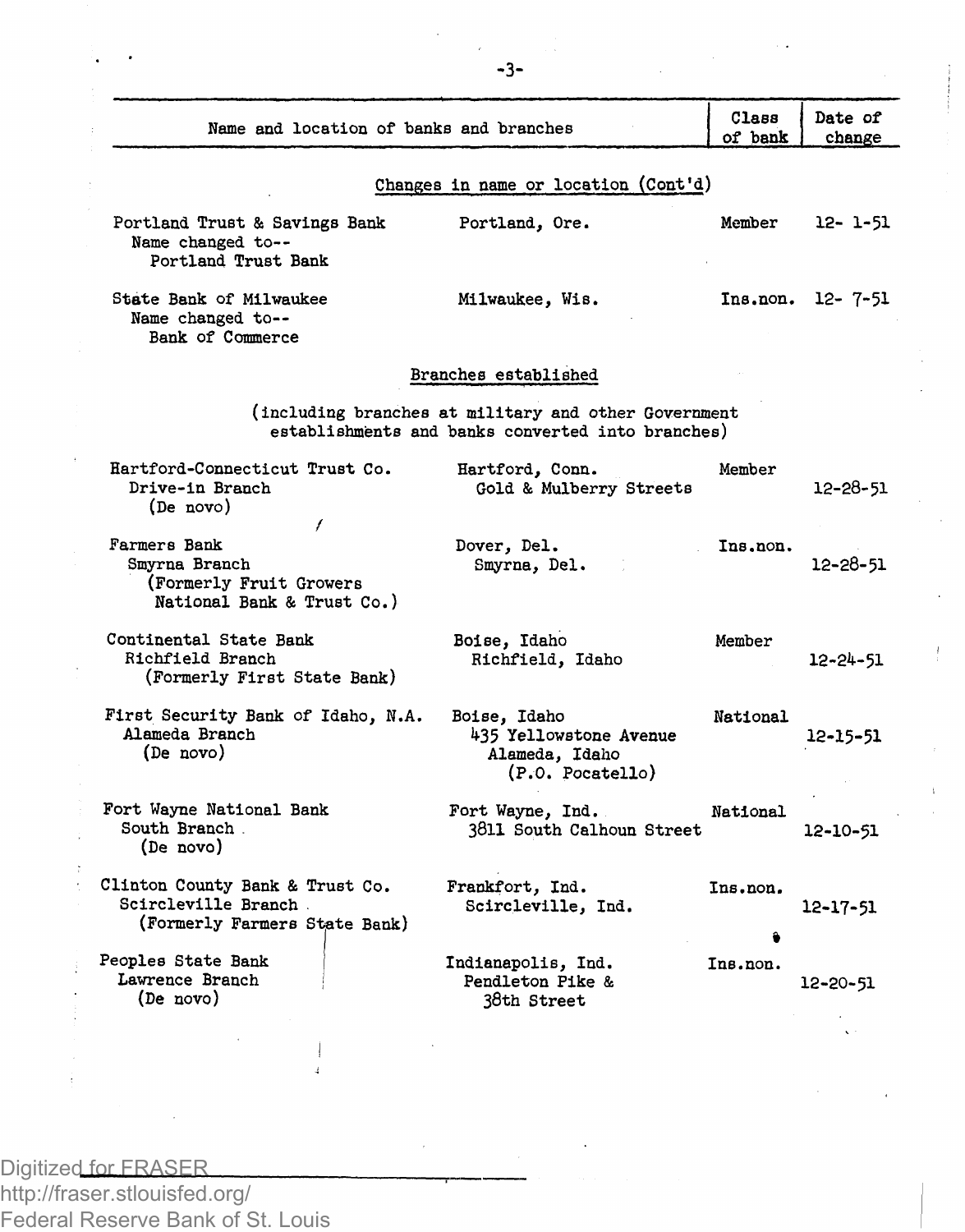| Name and location of banks and branches | | Class of bank | Date of change |
|---|---|---|---|
| **Changes in name or location (Cont'd)** | | | |
| Portland Trust & Savings Bank<br>Name changed to--<br>Portland Trust Bank | Portland, Ore. | Member | 12- 1-51 |
| State Bank of Milwaukee<br>Name changed to--<br>Bank of Commerce | Milwaukee, Wis. | Ins.non. | 12- 7-51 |
| **Branches established**<br>(including branches at military and other Government establishments and banks converted into branches) | | | |
| Hartford-Connecticut Trust Co.<br>Drive-in Branch<br>(De novo) | Hartford, Conn.<br>Gold & Mulberry Streets | Member | 12-28-51 |
| Farmers Bank<br>Smyrna Branch<br>(Formerly Fruit Growers National Bank & Trust Co.) | Dover, Del.<br>Smyrna, Del. | Ins.non. | 12-28-51 |
| Continental State Bank<br>Richfield Branch<br>(Formerly First State Bank) | Boise, Idaho<br>Richfield, Idaho | Member | 12-24-51 |
| First Security Bank of Idaho, N.A.<br>Alameda Branch<br>(De novo) | Boise, Idaho<br>435 Yellowstone Avenue<br>Alameda, Idaho<br>(P.O. Pocatello) | National | 12-15-51 |
| Fort Wayne National Bank<br>South Branch<br>(De novo) | Fort Wayne, Ind.<br>3811 South Calhoun Street | National | 12-10-51 |
| Clinton County Bank & Trust Co.<br>Scircleville Branch<br>(Formerly Farmers State Bank) | Frankfort, Ind.<br>Scircleville, Ind. | Ins.non. | 12-17-51 |
| Peoples State Bank<br>Lawrence Branch<br>(De novo) | Indianapolis, Ind.<br>Pendleton Pike &<br>38th Street | Ins.non. | 12-20-51 |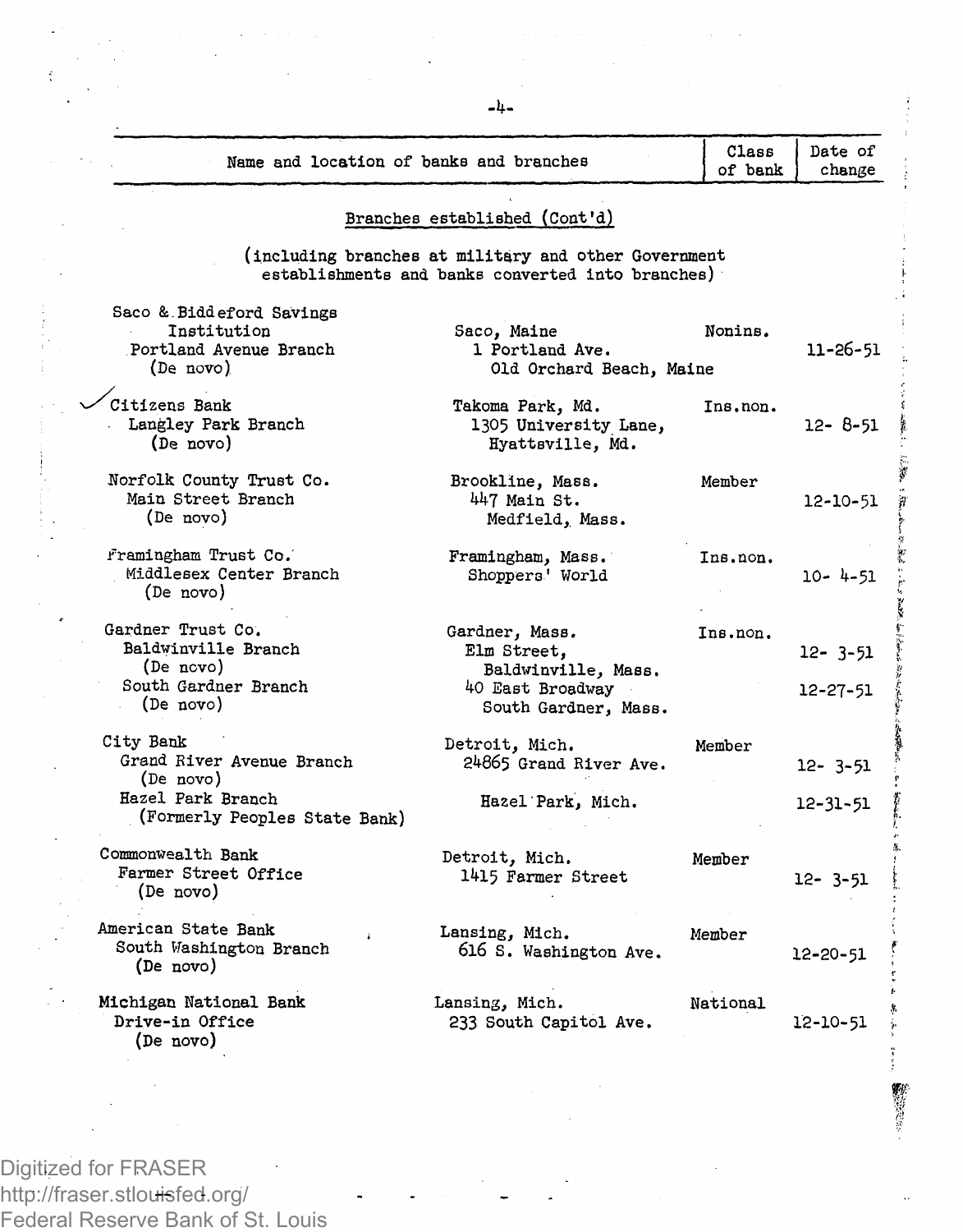| Name and location of banks and branches | | Class of bank | Date of change |
|---|---|---|---|

## Branches established (Cont'd)

(including branches at military and other Government establishments and banks converted into branches)

| Name and location of banks and branches | | Class of bank | Date of change |
|---|---|---|---|
| Saco & Biddeford Savings Institution | Saco, Maine | Nonins. | |
| Portland Avenue Branch (De novo) | 1 Portland Ave. Old Orchard Beach, Maine | | 11-26-51 |
| Citizens Bank | Takoma Park, Md. | Ins.non. | |
| Langley Park Branch (De novo) | 1305 University Lane, Hyattsville, Md. | | 12- 8-51 |
| Norfolk County Trust Co. | Brookline, Mass. | Member | |
| Main Street Branch (De novo) | 447 Main St. Medfield, Mass. | | 12-10-51 |
| Framingham Trust Co. | Framingham, Mass. | Ins.non. | |
| Middlesex Center Branch (De novo) | Shoppers' World | | 10- 4-51 |
| Gardner Trust Co. | Gardner, Mass. | Ins.non. | |
| Baldwinville Branch (De novo) | Elm Street, Baldwinville, Mass. | | 12- 3-51 |
| South Gardner Branch (De novo) | 40 East Broadway South Gardner, Mass. | | 12-27-51 |
| City Bank | Detroit, Mich. | Member | |
| Grand River Avenue Branch (De novo) | 24865 Grand River Ave. | | 12- 3-51 |
| Hazel Park Branch (Formerly Peoples State Bank) | Hazel Park, Mich. | | 12-31-51 |
| Commonwealth Bank | Detroit, Mich. | Member | |
| Farmer Street Office (De novo) | 1415 Farmer Street | | 12- 3-51 |
| American State Bank | Lansing, Mich. | Member | |
| South Washington Branch (De novo) | 616 S. Washington Ave. | | 12-20-51 |
| Michigan National Bank | Lansing, Mich. | National | |
| Drive-in Office (De novo) | 233 South Capitol Ave. | | 12-10-51 |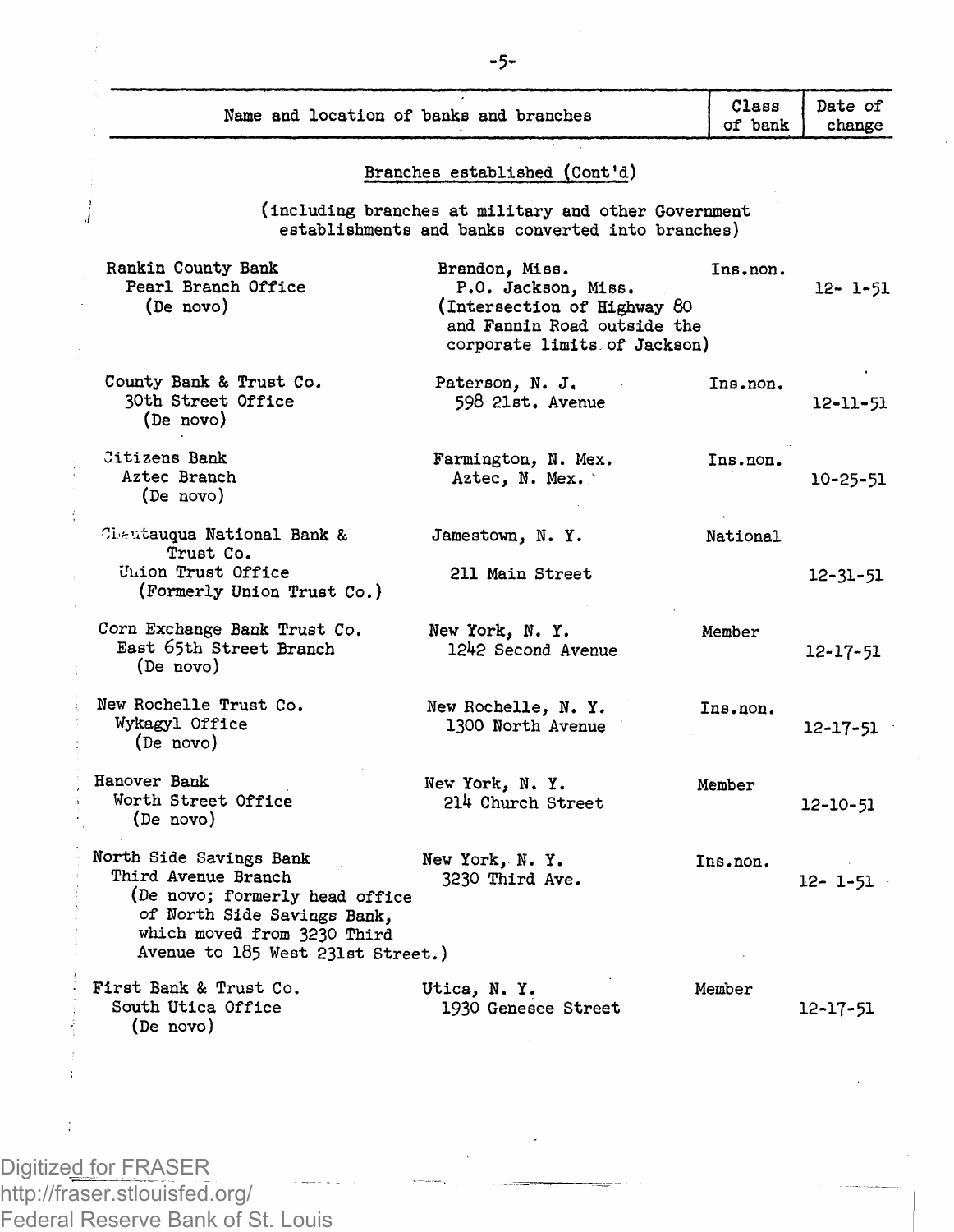| Name and location of banks and branches | | Class of bank | Date of change |
|---|---|---|---|

### Branches established (Cont'd)

(including branches at military and other Government establishments and banks converted into branches)

| Name and location of banks and branches | | Class of bank | Date of change |
|---|---|---|---|
| Rankin County Bank<br>Pearl Branch Office<br>(De novo) | Brandon, Miss.<br>P.O. Jackson, Miss.<br>(Intersection of Highway 80 and Fannin Road outside the corporate limits of Jackson) | Ins.non. | 12- 1-51 |
| County Bank & Trust Co.<br>30th Street Office<br>(De novo) | Paterson, N. J.<br>598 21st. Avenue | Ins.non. | 12-11-51 |
| Citizens Bank<br>Aztec Branch<br>(De novo) | Farmington, N. Mex.<br>Aztec, N. Mex. | Ins.non. | 10-25-51 |
| Chautauqua National Bank & Trust Co.<br>Union Trust Office<br>(Formerly Union Trust Co.) | Jamestown, N. Y.<br>211 Main Street | National | 12-31-51 |
| Corn Exchange Bank Trust Co.<br>East 65th Street Branch<br>(De novo) | New York, N. Y.<br>1242 Second Avenue | Member | 12-17-51 |
| New Rochelle Trust Co.<br>Wykagyl Office<br>(De novo) | New Rochelle, N. Y.<br>1300 North Avenue | Ins.non. | 12-17-51 |
| Hanover Bank<br>Worth Street Office<br>(De novo) | New York, N. Y.<br>214 Church Street | Member | 12-10-51 |
| North Side Savings Bank<br>Third Avenue Branch<br>(De novo; formerly head office of North Side Savings Bank, which moved from 3230 Third Avenue to 185 West 231st Street.) | New York, N. Y.<br>3230 Third Ave. | Ins.non. | 12- 1-51 |
| First Bank & Trust Co.<br>South Utica Office<br>(De novo) | Utica, N. Y.<br>1930 Genesee Street | Member | 12-17-51 |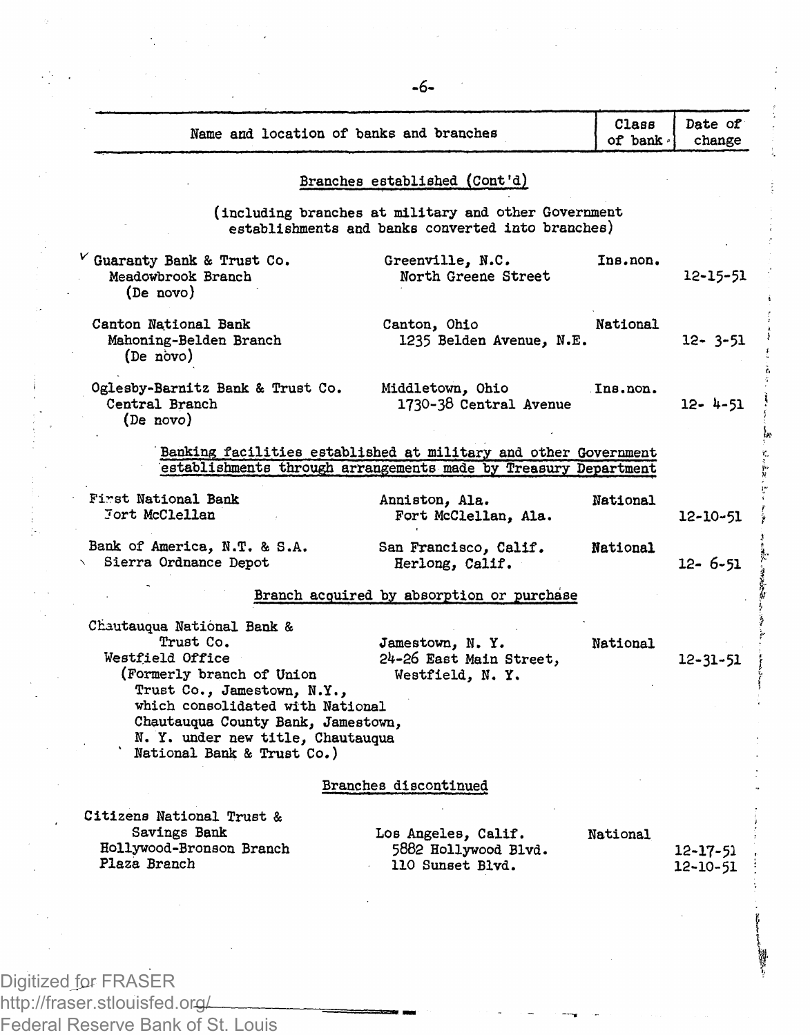| Name and location of banks and branches | | Class of bank | Date of change |
|---|---|---|---|
| **Branches established (Cont'd)** | | | |
| (including branches at military and other Government establishments and banks converted into branches) | | | |
| Guaranty Bank & Trust Co. | Greenville, N.C. | Ins.non. | |
| Meadowbrook Branch (De novo) | North Greene Street | | 12-15-51 |
| Canton National Bank | Canton, Ohio | National | |
| Mahoning-Belden Branch (De novo) | 1235 Belden Avenue, N.E. | | 12- 3-51 |
| Oglesby-Barnitz Bank & Trust Co. | Middletown, Ohio | Ins.non. | |
| Central Branch (De novo) | 1730-38 Central Avenue | | 12- 4-51 |
| **Banking facilities established at military and other Government establishments through arrangements made by Treasury Department** | | | |
| First National Bank | Anniston, Ala. | National | |
| Fort McClellan | Fort McClellan, Ala. | | 12-10-51 |
| Bank of America, N.T. & S.A. | San Francisco, Calif. | National | |
| Sierra Ordnance Depot | Herlong, Calif. | | 12- 6-51 |
| **Branch acquired by absorption or purchase** | | | |
| Chautauqua National Bank & Trust Co. | Jamestown, N. Y. | National | |
| Westfield Office (Formerly branch of Union Trust Co., Jamestown, N.Y., which consolidated with National Chautauqua County Bank, Jamestown, N. Y. under new title, Chautauqua National Bank & Trust Co.) | 24-26 East Main Street, Westfield, N. Y. | | 12-31-51 |
| **Branches discontinued** | | | |
| Citizens National Trust & Savings Bank | Los Angeles, Calif. | National | |
| Hollywood-Bronson Branch | 5882 Hollywood Blvd. | | 12-17-51 |
| Plaza Branch | 110 Sunset Blvd. | | 12-10-51 |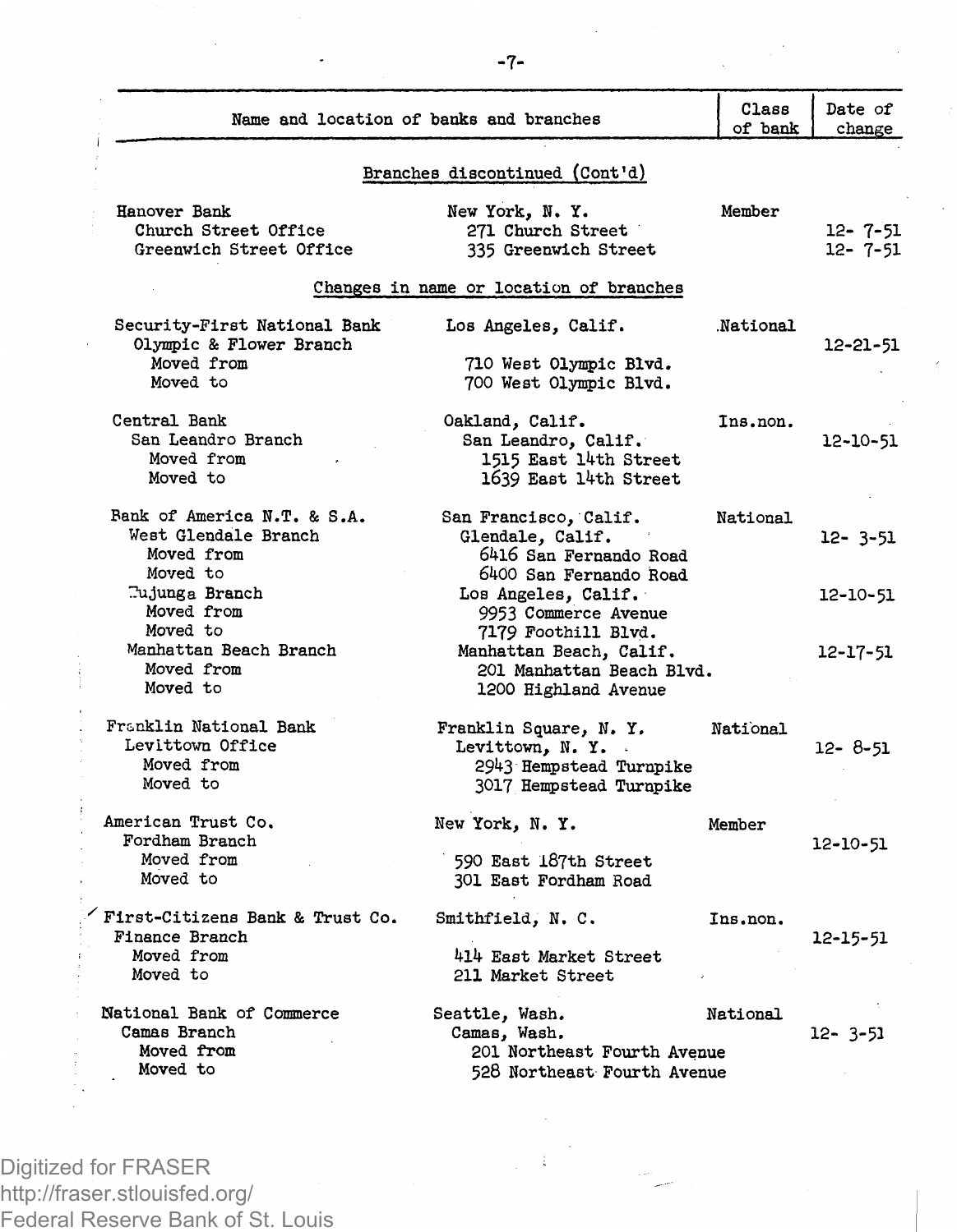| Name and location of banks and branches | | Class of bank | Date of change |
|---|---|---|---|
| **Branches discontinued (Cont'd)** | | | |
| Hanover Bank | New York, N. Y. | Member | |
| Church Street Office | 271 Church Street | | 12- 7-51 |
| Greenwich Street Office | 335 Greenwich Street | | 12- 7-51 |
| **Changes in name or location of branches** | | | |
| Security-First National Bank | Los Angeles, Calif. | National | |
| Olympic & Flower Branch | | | 12-21-51 |
| Moved from | 710 West Olympic Blvd. | | |
| Moved to | 700 West Olympic Blvd. | | |
| Central Bank | Oakland, Calif. | Ins.non. | |
| San Leandro Branch | San Leandro, Calif. | | 12-10-51 |
| Moved from | 1515 East 14th Street | | |
| Moved to | 1639 East 14th Street | | |
| Bank of America N.T. & S.A. | San Francisco, Calif. | National | |
| West Glendale Branch | Glendale, Calif. | | 12- 3-51 |
| Moved from | 6416 San Fernando Road | | |
| Moved to | 6400 San Fernando Road | | |
| Tujunga Branch | Los Angeles, Calif. | | 12-10-51 |
| Moved from | 9953 Commerce Avenue | | |
| Moved to | 7179 Foothill Blvd. | | |
| Manhattan Beach Branch | Manhattan Beach, Calif. | | 12-17-51 |
| Moved from | 201 Manhattan Beach Blvd. | | |
| Moved to | 1200 Highland Avenue | | |
| Franklin National Bank | Franklin Square, N. Y. | National | |
| Levittown Office | Levittown, N. Y. | | 12- 8-51 |
| Moved from | 2943 Hempstead Turnpike | | |
| Moved to | 3017 Hempstead Turnpike | | |
| American Trust Co. | New York, N. Y. | Member | |
| Fordham Branch | | | 12-10-51 |
| Moved from | 590 East 187th Street | | |
| Moved to | 301 East Fordham Road | | |
| First-Citizens Bank & Trust Co. | Smithfield, N. C. | Ins.non. | |
| Finance Branch | | | 12-15-51 |
| Moved from | 414 East Market Street | | |
| Moved to | 211 Market Street | | |
| National Bank of Commerce | Seattle, Wash. | National | |
| Camas Branch | Camas, Wash. | | 12- 3-51 |
| Moved from | 201 Northeast Fourth Avenue | | |
| Moved to | 528 Northeast Fourth Avenue | | |